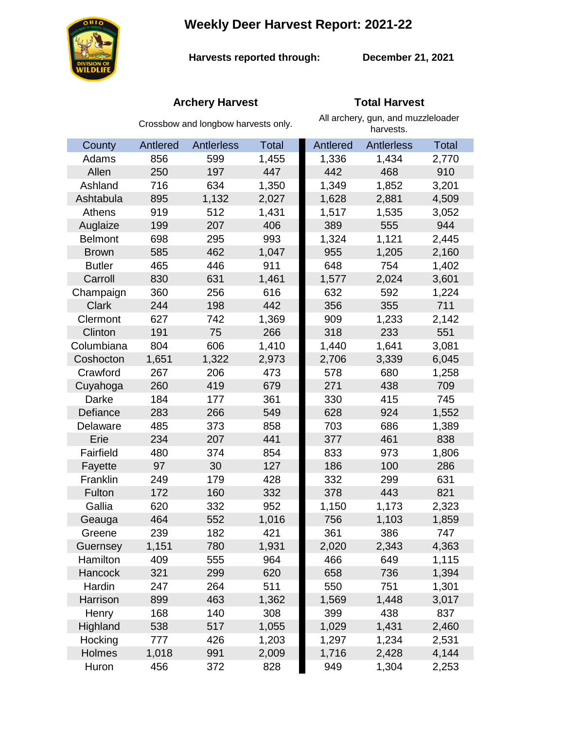# Weekly Deer Harvest Report: 2021-22

**Harvests reported through:** **December 21, 2021**

| | Archery Harvest | | | Total Harvest | | |
|---|---|---|---|---|---|---|
| | Crossbow and longbow harvests only. | | | All archery, gun, and muzzleloader harvests. | | |
| County | Antlered | Antlerless | Total | Antlered | Antlerless | Total |
| Adams | 856 | 599 | 1,455 | 1,336 | 1,434 | 2,770 |
| Allen | 250 | 197 | 447 | 442 | 468 | 910 |
| Ashland | 716 | 634 | 1,350 | 1,349 | 1,852 | 3,201 |
| Ashtabula | 895 | 1,132 | 2,027 | 1,628 | 2,881 | 4,509 |
| Athens | 919 | 512 | 1,431 | 1,517 | 1,535 | 3,052 |
| Auglaize | 199 | 207 | 406 | 389 | 555 | 944 |
| Belmont | 698 | 295 | 993 | 1,324 | 1,121 | 2,445 |
| Brown | 585 | 462 | 1,047 | 955 | 1,205 | 2,160 |
| Butler | 465 | 446 | 911 | 648 | 754 | 1,402 |
| Carroll | 830 | 631 | 1,461 | 1,577 | 2,024 | 3,601 |
| Champaign | 360 | 256 | 616 | 632 | 592 | 1,224 |
| Clark | 244 | 198 | 442 | 356 | 355 | 711 |
| Clermont | 627 | 742 | 1,369 | 909 | 1,233 | 2,142 |
| Clinton | 191 | 75 | 266 | 318 | 233 | 551 |
| Columbiana | 804 | 606 | 1,410 | 1,440 | 1,641 | 3,081 |
| Coshocton | 1,651 | 1,322 | 2,973 | 2,706 | 3,339 | 6,045 |
| Crawford | 267 | 206 | 473 | 578 | 680 | 1,258 |
| Cuyahoga | 260 | 419 | 679 | 271 | 438 | 709 |
| Darke | 184 | 177 | 361 | 330 | 415 | 745 |
| Defiance | 283 | 266 | 549 | 628 | 924 | 1,552 |
| Delaware | 485 | 373 | 858 | 703 | 686 | 1,389 |
| Erie | 234 | 207 | 441 | 377 | 461 | 838 |
| Fairfield | 480 | 374 | 854 | 833 | 973 | 1,806 |
| Fayette | 97 | 30 | 127 | 186 | 100 | 286 |
| Franklin | 249 | 179 | 428 | 332 | 299 | 631 |
| Fulton | 172 | 160 | 332 | 378 | 443 | 821 |
| Gallia | 620 | 332 | 952 | 1,150 | 1,173 | 2,323 |
| Geauga | 464 | 552 | 1,016 | 756 | 1,103 | 1,859 |
| Greene | 239 | 182 | 421 | 361 | 386 | 747 |
| Guernsey | 1,151 | 780 | 1,931 | 2,020 | 2,343 | 4,363 |
| Hamilton | 409 | 555 | 964 | 466 | 649 | 1,115 |
| Hancock | 321 | 299 | 620 | 658 | 736 | 1,394 |
| Hardin | 247 | 264 | 511 | 550 | 751 | 1,301 |
| Harrison | 899 | 463 | 1,362 | 1,569 | 1,448 | 3,017 |
| Henry | 168 | 140 | 308 | 399 | 438 | 837 |
| Highland | 538 | 517 | 1,055 | 1,029 | 1,431 | 2,460 |
| Hocking | 777 | 426 | 1,203 | 1,297 | 1,234 | 2,531 |
| Holmes | 1,018 | 991 | 2,009 | 1,716 | 2,428 | 4,144 |
| Huron | 456 | 372 | 828 | 949 | 1,304 | 2,253 |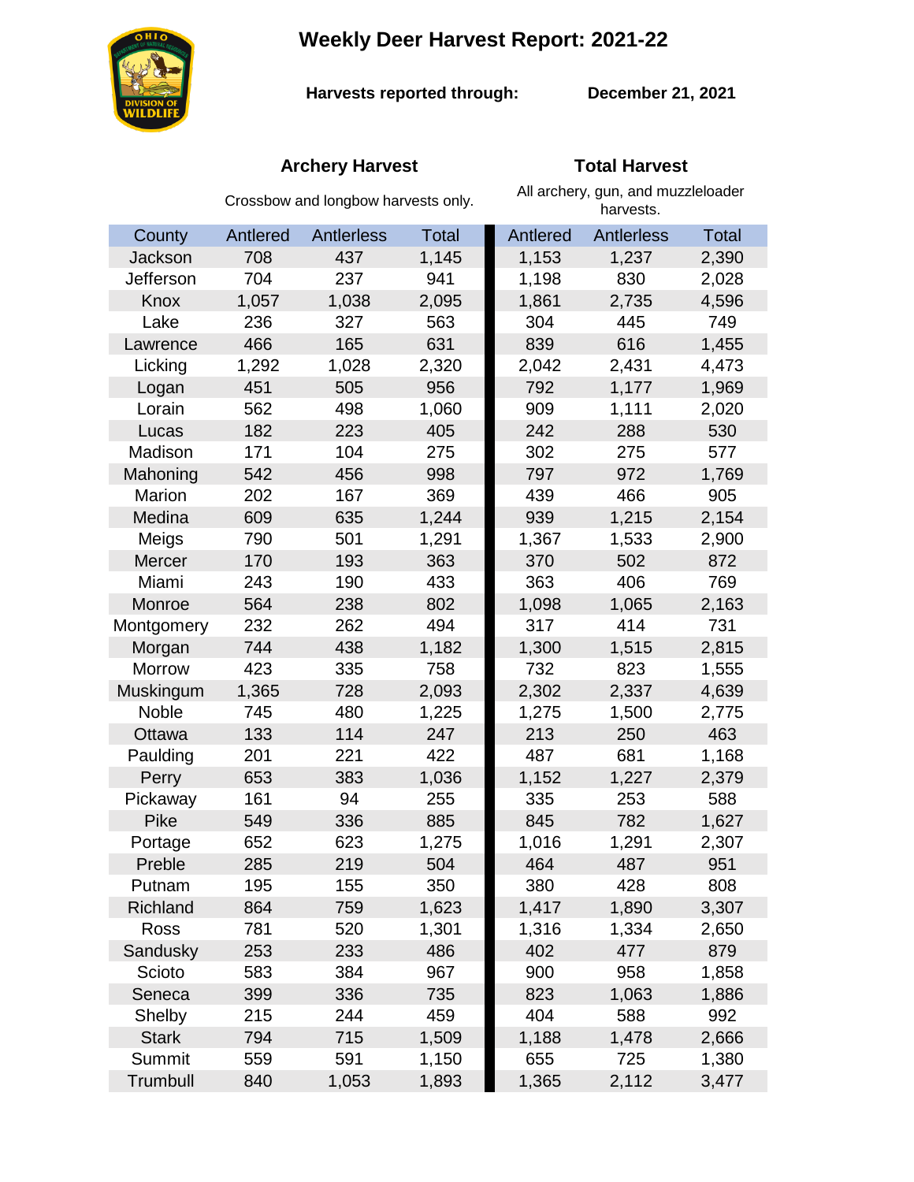# Weekly Deer Harvest Report: 2021-22

**Harvests reported through:** **December 21, 2021**

| | **Archery Harvest** | | | **Total Harvest** | | |
|---|---|---|---|---|---|---|
| | Crossbow and longbow harvests only. | | | All archery, gun, and muzzleloader harvests. | | |
| County | Antlered | Antlerless | Total | Antlered | Antlerless | Total |
| Jackson | 708 | 437 | 1,145 | 1,153 | 1,237 | 2,390 |
| Jefferson | 704 | 237 | 941 | 1,198 | 830 | 2,028 |
| Knox | 1,057 | 1,038 | 2,095 | 1,861 | 2,735 | 4,596 |
| Lake | 236 | 327 | 563 | 304 | 445 | 749 |
| Lawrence | 466 | 165 | 631 | 839 | 616 | 1,455 |
| Licking | 1,292 | 1,028 | 2,320 | 2,042 | 2,431 | 4,473 |
| Logan | 451 | 505 | 956 | 792 | 1,177 | 1,969 |
| Lorain | 562 | 498 | 1,060 | 909 | 1,111 | 2,020 |
| Lucas | 182 | 223 | 405 | 242 | 288 | 530 |
| Madison | 171 | 104 | 275 | 302 | 275 | 577 |
| Mahoning | 542 | 456 | 998 | 797 | 972 | 1,769 |
| Marion | 202 | 167 | 369 | 439 | 466 | 905 |
| Medina | 609 | 635 | 1,244 | 939 | 1,215 | 2,154 |
| Meigs | 790 | 501 | 1,291 | 1,367 | 1,533 | 2,900 |
| Mercer | 170 | 193 | 363 | 370 | 502 | 872 |
| Miami | 243 | 190 | 433 | 363 | 406 | 769 |
| Monroe | 564 | 238 | 802 | 1,098 | 1,065 | 2,163 |
| Montgomery | 232 | 262 | 494 | 317 | 414 | 731 |
| Morgan | 744 | 438 | 1,182 | 1,300 | 1,515 | 2,815 |
| Morrow | 423 | 335 | 758 | 732 | 823 | 1,555 |
| Muskingum | 1,365 | 728 | 2,093 | 2,302 | 2,337 | 4,639 |
| Noble | 745 | 480 | 1,225 | 1,275 | 1,500 | 2,775 |
| Ottawa | 133 | 114 | 247 | 213 | 250 | 463 |
| Paulding | 201 | 221 | 422 | 487 | 681 | 1,168 |
| Perry | 653 | 383 | 1,036 | 1,152 | 1,227 | 2,379 |
| Pickaway | 161 | 94 | 255 | 335 | 253 | 588 |
| Pike | 549 | 336 | 885 | 845 | 782 | 1,627 |
| Portage | 652 | 623 | 1,275 | 1,016 | 1,291 | 2,307 |
| Preble | 285 | 219 | 504 | 464 | 487 | 951 |
| Putnam | 195 | 155 | 350 | 380 | 428 | 808 |
| Richland | 864 | 759 | 1,623 | 1,417 | 1,890 | 3,307 |
| Ross | 781 | 520 | 1,301 | 1,316 | 1,334 | 2,650 |
| Sandusky | 253 | 233 | 486 | 402 | 477 | 879 |
| Scioto | 583 | 384 | 967 | 900 | 958 | 1,858 |
| Seneca | 399 | 336 | 735 | 823 | 1,063 | 1,886 |
| Shelby | 215 | 244 | 459 | 404 | 588 | 992 |
| Stark | 794 | 715 | 1,509 | 1,188 | 1,478 | 2,666 |
| Summit | 559 | 591 | 1,150 | 655 | 725 | 1,380 |
| Trumbull | 840 | 1,053 | 1,893 | 1,365 | 2,112 | 3,477 |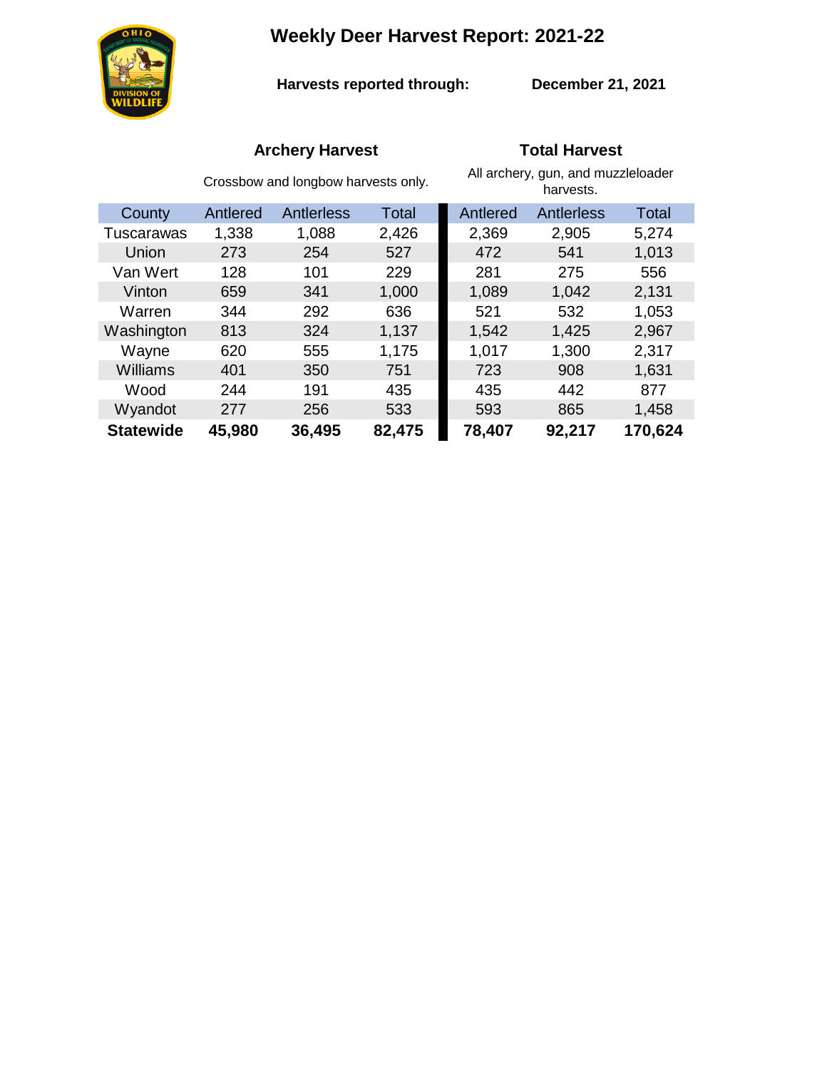# Weekly Deer Harvest Report: 2021-22

**Harvests reported through:** **December 21, 2021**

| | Archery Harvest | | | Total Harvest | | |
|---|---|---|---|---|---|---|
| | Crossbow and longbow harvests only. | | | All archery, gun, and muzzleloader harvests. | | |
| County | Antlered | Antlerless | Total | Antlered | Antlerless | Total |
| Tuscarawas | 1,338 | 1,088 | 2,426 | 2,369 | 2,905 | 5,274 |
| Union | 273 | 254 | 527 | 472 | 541 | 1,013 |
| Van Wert | 128 | 101 | 229 | 281 | 275 | 556 |
| Vinton | 659 | 341 | 1,000 | 1,089 | 1,042 | 2,131 |
| Warren | 344 | 292 | 636 | 521 | 532 | 1,053 |
| Washington | 813 | 324 | 1,137 | 1,542 | 1,425 | 2,967 |
| Wayne | 620 | 555 | 1,175 | 1,017 | 1,300 | 2,317 |
| Williams | 401 | 350 | 751 | 723 | 908 | 1,631 |
| Wood | 244 | 191 | 435 | 435 | 442 | 877 |
| Wyandot | 277 | 256 | 533 | 593 | 865 | 1,458 |
| **Statewide** | **45,980** | **36,495** | **82,475** | **78,407** | **92,217** | **170,624** |